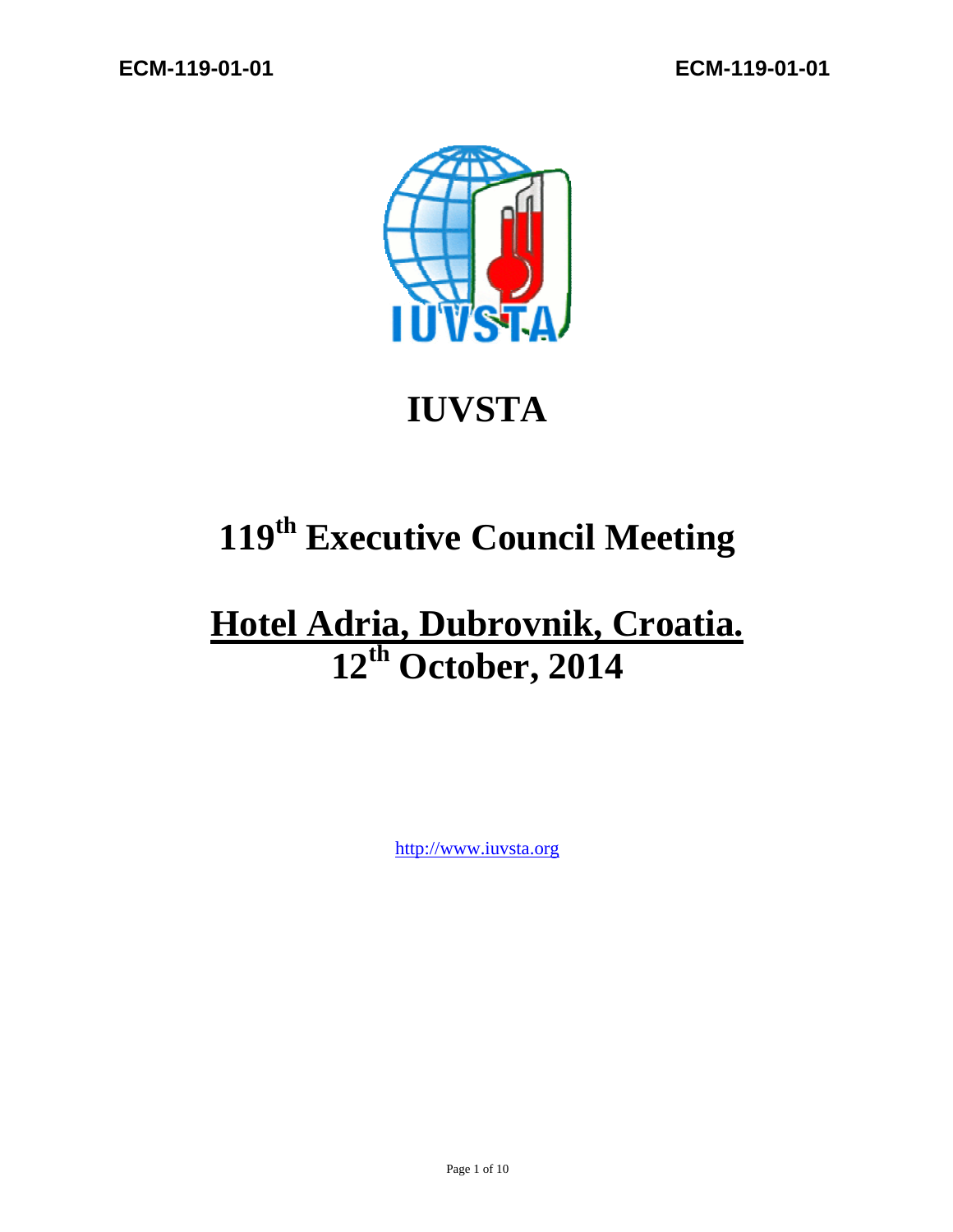# IUVSTA

# 119th Executive Council Meeting

# Hotel Adria, Dubrovnik, Croatia.

# 12th October, 2014

http://www.iuvsta.org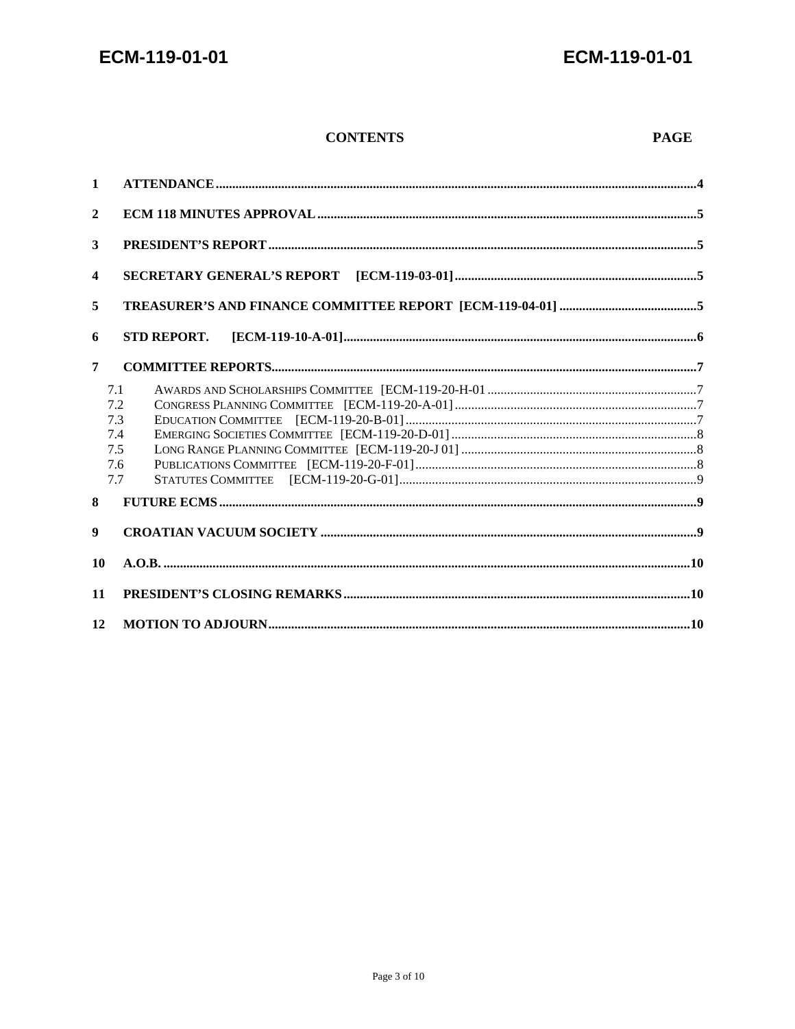## CONTENTS

| | | PAGE |
|---|---|---|
| 1 | ATTENDANCE | 4 |
| 2 | ECM 118 MINUTES APPROVAL | 5 |
| 3 | PRESIDENT'S REPORT | 5 |
| 4 | SECRETARY GENERAL'S REPORT [ECM-119-03-01] | 5 |
| 5 | TREASURER'S AND FINANCE COMMITTEE REPORT [ECM-119-04-01] | 5 |
| 6 | STD REPORT. [ECM-119-10-A-01] | 6 |
| 7 | COMMITTEE REPORTS | 7 |
| 7.1 | AWARDS AND SCHOLARSHIPS COMMITTEE [ECM-119-20-H-01 | 7 |
| 7.2 | CONGRESS PLANNING COMMITTEE [ECM-119-20-A-01] | 7 |
| 7.3 | EDUCATION COMMITTEE [ECM-119-20-B-01] | 7 |
| 7.4 | EMERGING SOCIETIES COMMITTEE [ECM-119-20-D-01] | 8 |
| 7.5 | LONG RANGE PLANNING COMMITTEE [ECM-119-20-J 01] | 8 |
| 7.6 | PUBLICATIONS COMMITTEE [ECM-119-20-F-01] | 8 |
| 7.7 | STATUTES COMMITTEE [ECM-119-20-G-01] | 9 |
| 8 | FUTURE ECMS | 9 |
| 9 | CROATIAN VACUUM SOCIETY | 9 |
| 10 | A.O.B. | 10 |
| 11 | PRESIDENT'S CLOSING REMARKS | 10 |
| 12 | MOTION TO ADJOURN | 10 |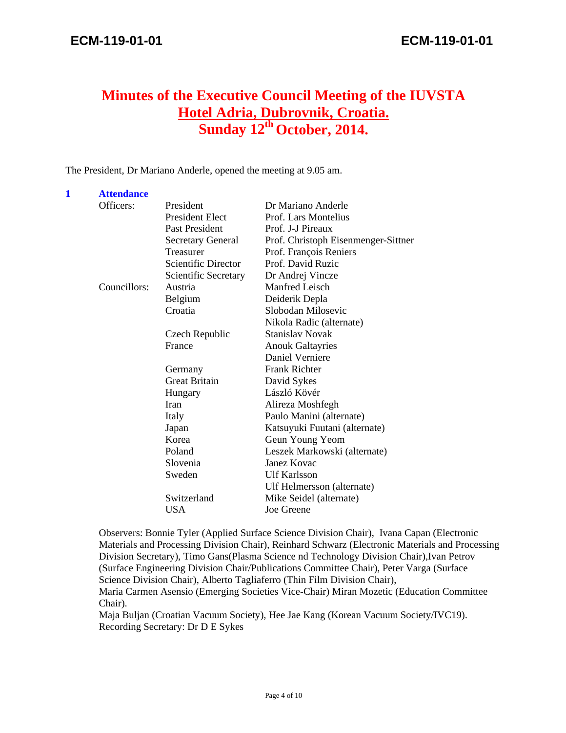ECM-119-01-01

# Minutes of the Executive Council Meeting of the IUVSTA
## Hotel Adria, Dubrovnik, Croatia.
## Sunday 12th October, 2014.

The President, Dr Mariano Anderle, opened the meeting at 9.05 am.

**1 Attendance**

| | | |
|---|---|---|
| Officers: | President | Dr Mariano Anderle |
| | President Elect | Prof. Lars Montelius |
| | Past President | Prof. J-J Pireaux |
| | Secretary General | Prof. Christoph Eisenmenger-Sittner |
| | Treasurer | Prof. François Reniers |
| | Scientific Director | Prof. David Ruzic |
| | Scientific Secretary | Dr Andrej Vincze |
| Councillors: | Austria | Manfred Leisch |
| | Belgium | Deiderik Depla |
| | Croatia | Slobodan Milosevic |
| | | Nikola Radic (alternate) |
| | Czech Republic | Stanislav Novak |
| | France | Anouk Galtayries |
| | | Daniel Verniere |
| | Germany | Frank Richter |
| | Great Britain | David Sykes |
| | Hungary | László Kövér |
| | Iran | Alireza Moshfegh |
| | Italy | Paulo Manini (alternate) |
| | Japan | Katsuyuki Fuutani (alternate) |
| | Korea | Geun Young Yeom |
| | Poland | Leszek Markowski (alternate) |
| | Slovenia | Janez Kovac |
| | Sweden | Ulf Karlsson |
| | | Ulf Helmersson (alternate) |
| | Switzerland | Mike Seidel (alternate) |
| | USA | Joe Greene |

Observers: Bonnie Tyler (Applied Surface Science Division Chair), Ivana Capan (Electronic Materials and Processing Division Chair), Reinhard Schwarz (Electronic Materials and Processing Division Secretary), Timo Gans(Plasma Science nd Technology Division Chair),Ivan Petrov (Surface Engineering Division Chair/Publications Committee Chair), Peter Varga (Surface Science Division Chair), Alberto Tagliaferro (Thin Film Division Chair),
Maria Carmen Asensio (Emerging Societies Vice-Chair) Miran Mozetic (Education Committee Chair).
Maja Buljan (Croatian Vacuum Society), Hee Jae Kang (Korean Vacuum Society/IVC19).
Recording Secretary: Dr D E Sykes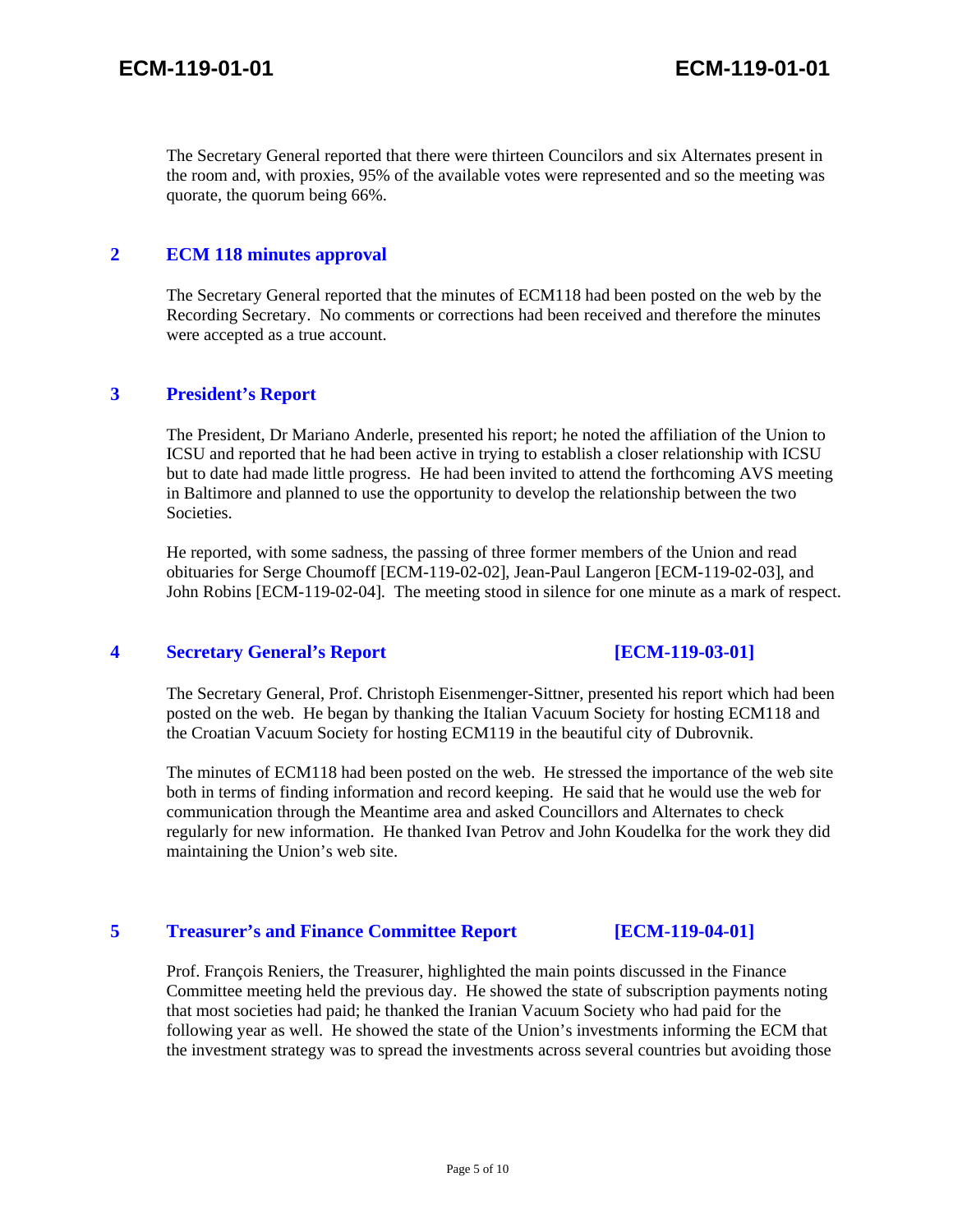The Secretary General reported that there were thirteen Councilors and six Alternates present in the room and, with proxies, 95% of the available votes were represented and so the meeting was quorate, the quorum being 66%.

## 2 ECM 118 minutes approval

The Secretary General reported that the minutes of ECM118 had been posted on the web by the Recording Secretary. No comments or corrections had been received and therefore the minutes were accepted as a true account.

## 3 President's Report

The President, Dr Mariano Anderle, presented his report; he noted the affiliation of the Union to ICSU and reported that he had been active in trying to establish a closer relationship with ICSU but to date had made little progress. He had been invited to attend the forthcoming AVS meeting in Baltimore and planned to use the opportunity to develop the relationship between the two Societies.

He reported, with some sadness, the passing of three former members of the Union and read obituaries for Serge Choumoff [ECM-119-02-02], Jean-Paul Langeron [ECM-119-02-03], and John Robins [ECM-119-02-04]. The meeting stood in silence for one minute as a mark of respect.

## 4 Secretary General's Report [ECM-119-03-01]

The Secretary General, Prof. Christoph Eisenmenger-Sittner, presented his report which had been posted on the web. He began by thanking the Italian Vacuum Society for hosting ECM118 and the Croatian Vacuum Society for hosting ECM119 in the beautiful city of Dubrovnik.

The minutes of ECM118 had been posted on the web. He stressed the importance of the web site both in terms of finding information and record keeping. He said that he would use the web for communication through the Meantime area and asked Councillors and Alternates to check regularly for new information. He thanked Ivan Petrov and John Koudelka for the work they did maintaining the Union's web site.

## 5 Treasurer's and Finance Committee Report [ECM-119-04-01]

Prof. François Reniers, the Treasurer, highlighted the main points discussed in the Finance Committee meeting held the previous day. He showed the state of subscription payments noting that most societies had paid; he thanked the Iranian Vacuum Society who had paid for the following year as well. He showed the state of the Union's investments informing the ECM that the investment strategy was to spread the investments across several countries but avoiding those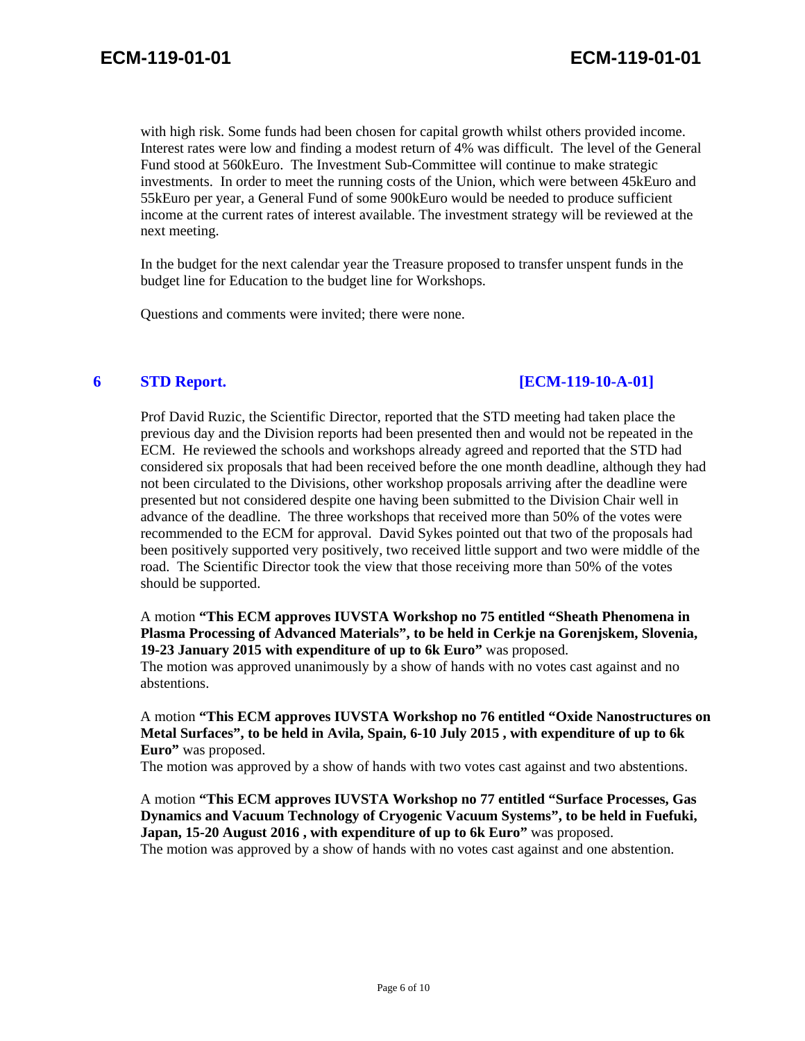with high risk. Some funds had been chosen for capital growth whilst others provided income. Interest rates were low and finding a modest return of 4% was difficult. The level of the General Fund stood at 560kEuro. The Investment Sub-Committee will continue to make strategic investments. In order to meet the running costs of the Union, which were between 45kEuro and 55kEuro per year, a General Fund of some 900kEuro would be needed to produce sufficient income at the current rates of interest available. The investment strategy will be reviewed at the next meeting.

In the budget for the next calendar year the Treasure proposed to transfer unspent funds in the budget line for Education to the budget line for Workshops.

Questions and comments were invited; there were none.

## 6 STD Report. [ECM-119-10-A-01]

Prof David Ruzic, the Scientific Director, reported that the STD meeting had taken place the previous day and the Division reports had been presented then and would not be repeated in the ECM. He reviewed the schools and workshops already agreed and reported that the STD had considered six proposals that had been received before the one month deadline, although they had not been circulated to the Divisions, other workshop proposals arriving after the deadline were presented but not considered despite one having been submitted to the Division Chair well in advance of the deadline. The three workshops that received more than 50% of the votes were recommended to the ECM for approval. David Sykes pointed out that two of the proposals had been positively supported very positively, two received little support and two were middle of the road. The Scientific Director took the view that those receiving more than 50% of the votes should be supported.

A motion **"This ECM approves IUVSTA Workshop no 75 entitled "Sheath Phenomena in Plasma Processing of Advanced Materials", to be held in Cerkje na Gorenjskem, Slovenia, 19-23 January 2015 with expenditure of up to 6k Euro"** was proposed.
The motion was approved unanimously by a show of hands with no votes cast against and no abstentions.

A motion **"This ECM approves IUVSTA Workshop no 76 entitled "Oxide Nanostructures on Metal Surfaces", to be held in Avila, Spain, 6-10 July 2015 , with expenditure of up to 6k Euro"** was proposed.
The motion was approved by a show of hands with two votes cast against and two abstentions.

A motion **"This ECM approves IUVSTA Workshop no 77 entitled "Surface Processes, Gas Dynamics and Vacuum Technology of Cryogenic Vacuum Systems", to be held in Fuefuki, Japan, 15-20 August 2016 , with expenditure of up to 6k Euro"** was proposed.
The motion was approved by a show of hands with no votes cast against and one abstention.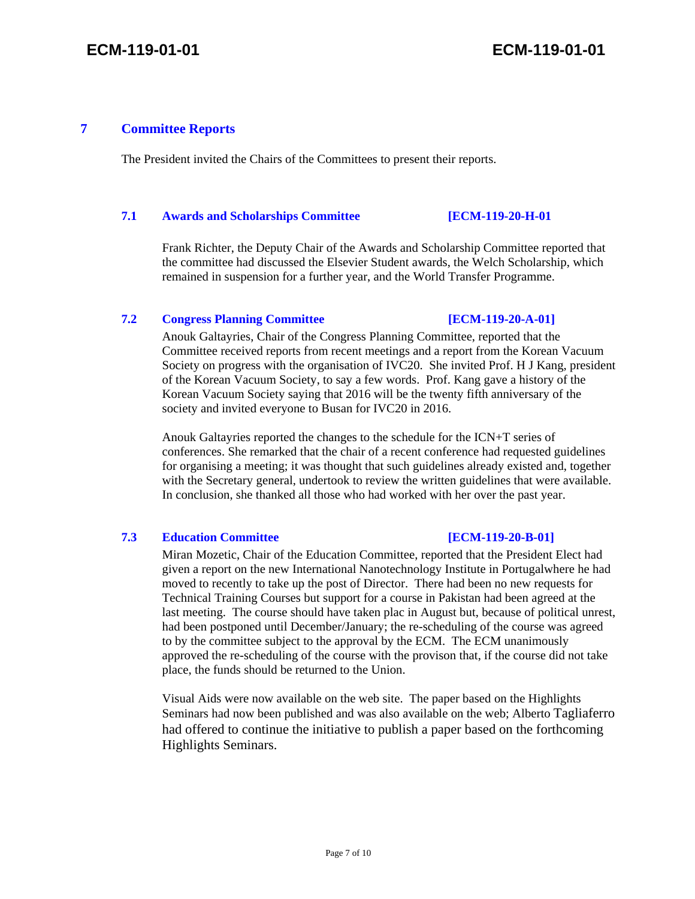## 7 Committee Reports

The President invited the Chairs of the Committees to present their reports.

### 7.1 Awards and Scholarships Committee [ECM-119-20-H-01

Frank Richter, the Deputy Chair of the Awards and Scholarship Committee reported that the committee had discussed the Elsevier Student awards, the Welch Scholarship, which remained in suspension for a further year, and the World Transfer Programme.

### 7.2 Congress Planning Committee [ECM-119-20-A-01]

Anouk Galtayries, Chair of the Congress Planning Committee, reported that the Committee received reports from recent meetings and a report from the Korean Vacuum Society on progress with the organisation of IVC20. She invited Prof. H J Kang, president of the Korean Vacuum Society, to say a few words. Prof. Kang gave a history of the Korean Vacuum Society saying that 2016 will be the twenty fifth anniversary of the society and invited everyone to Busan for IVC20 in 2016.

Anouk Galtayries reported the changes to the schedule for the ICN+T series of conferences. She remarked that the chair of a recent conference had requested guidelines for organising a meeting; it was thought that such guidelines already existed and, together with the Secretary general, undertook to review the written guidelines that were available. In conclusion, she thanked all those who had worked with her over the past year.

### 7.3 Education Committee [ECM-119-20-B-01]

Miran Mozetic, Chair of the Education Committee, reported that the President Elect had given a report on the new International Nanotechnology Institute in Portugalwhere he had moved to recently to take up the post of Director. There had been no new requests for Technical Training Courses but support for a course in Pakistan had been agreed at the last meeting. The course should have taken plac in August but, because of political unrest, had been postponed until December/January; the re-scheduling of the course was agreed to by the committee subject to the approval by the ECM. The ECM unanimously approved the re-scheduling of the course with the provison that, if the course did not take place, the funds should be returned to the Union.

Visual Aids were now available on the web site. The paper based on the Highlights Seminars had now been published and was also available on the web; Alberto Tagliaferro had offered to continue the initiative to publish a paper based on the forthcoming Highlights Seminars.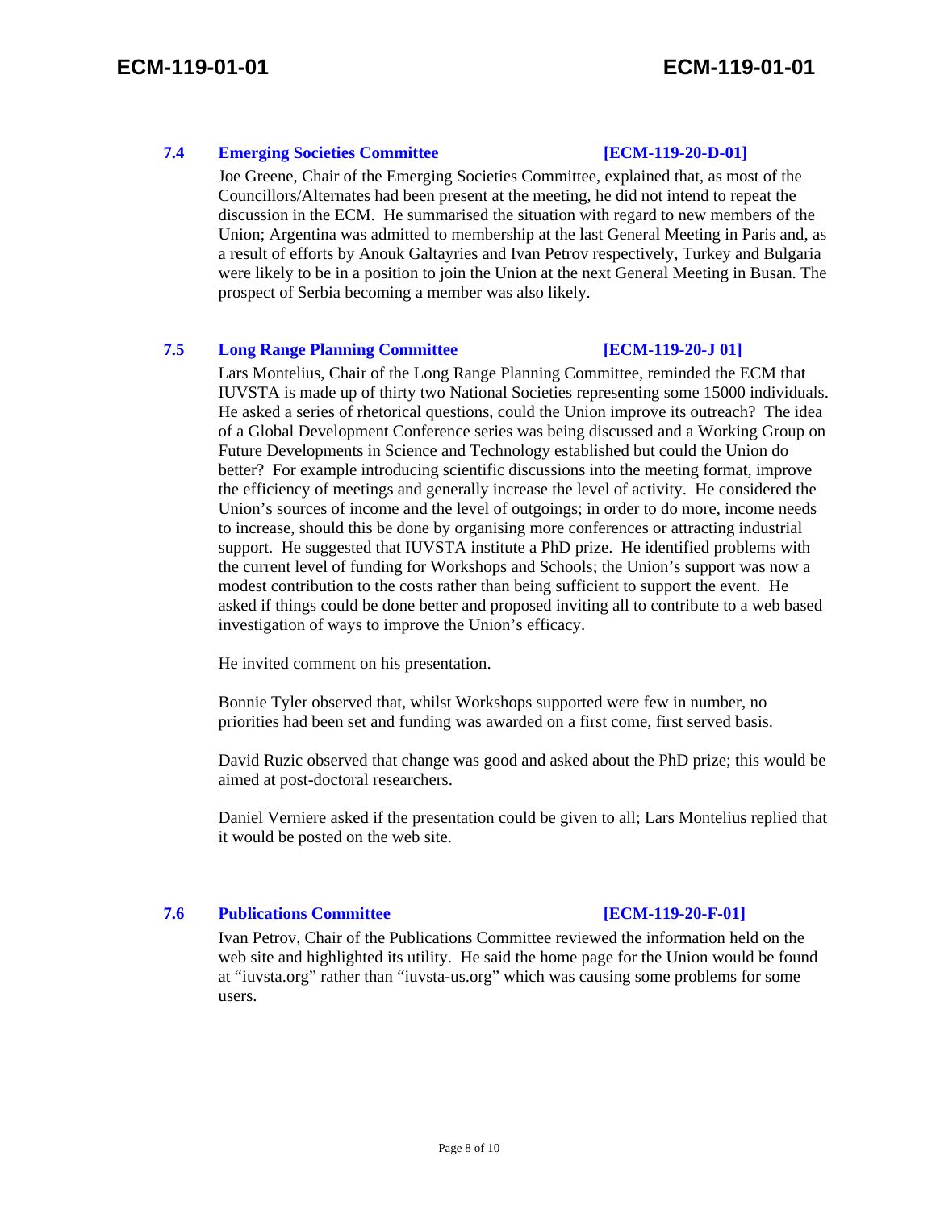### 7.4 Emerging Societies Committee [ECM-119-20-D-01]

Joe Greene, Chair of the Emerging Societies Committee, explained that, as most of the Councillors/Alternates had been present at the meeting, he did not intend to repeat the discussion in the ECM. He summarised the situation with regard to new members of the Union; Argentina was admitted to membership at the last General Meeting in Paris and, as a result of efforts by Anouk Galtayries and Ivan Petrov respectively, Turkey and Bulgaria were likely to be in a position to join the Union at the next General Meeting in Busan. The prospect of Serbia becoming a member was also likely.

### 7.5 Long Range Planning Committee [ECM-119-20-J 01]

Lars Montelius, Chair of the Long Range Planning Committee, reminded the ECM that IUVSTA is made up of thirty two National Societies representing some 15000 individuals. He asked a series of rhetorical questions, could the Union improve its outreach? The idea of a Global Development Conference series was being discussed and a Working Group on Future Developments in Science and Technology established but could the Union do better? For example introducing scientific discussions into the meeting format, improve the efficiency of meetings and generally increase the level of activity. He considered the Union's sources of income and the level of outgoings; in order to do more, income needs to increase, should this be done by organising more conferences or attracting industrial support. He suggested that IUVSTA institute a PhD prize. He identified problems with the current level of funding for Workshops and Schools; the Union's support was now a modest contribution to the costs rather than being sufficient to support the event. He asked if things could be done better and proposed inviting all to contribute to a web based investigation of ways to improve the Union's efficacy.

He invited comment on his presentation.

Bonnie Tyler observed that, whilst Workshops supported were few in number, no priorities had been set and funding was awarded on a first come, first served basis.

David Ruzic observed that change was good and asked about the PhD prize; this would be aimed at post-doctoral researchers.

Daniel Verniere asked if the presentation could be given to all; Lars Montelius replied that it would be posted on the web site.

### 7.6 Publications Committee [ECM-119-20-F-01]

Ivan Petrov, Chair of the Publications Committee reviewed the information held on the web site and highlighted its utility. He said the home page for the Union would be found at "iuvsta.org" rather than "iuvsta-us.org" which was causing some problems for some users.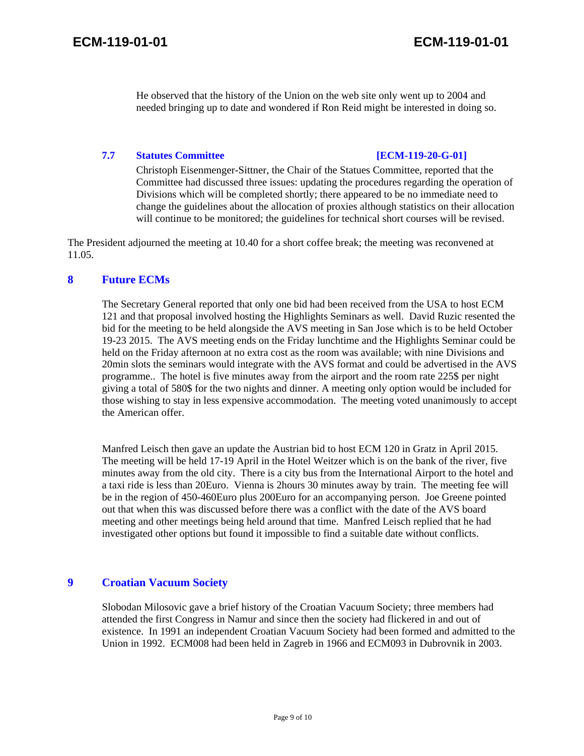He observed that the history of the Union on the web site only went up to 2004 and needed bringing up to date and wondered if Ron Reid might be interested in doing so.

### 7.7 Statutes Committee [ECM-119-20-G-01]

Christoph Eisenmenger-Sittner, the Chair of the Statues Committee, reported that the Committee had discussed three issues: updating the procedures regarding the operation of Divisions which will be completed shortly; there appeared to be no immediate need to change the guidelines about the allocation of proxies although statistics on their allocation will continue to be monitored; the guidelines for technical short courses will be revised.

The President adjourned the meeting at 10.40 for a short coffee break; the meeting was reconvened at 11.05.

## 8 Future ECMs

The Secretary General reported that only one bid had been received from the USA to host ECM 121 and that proposal involved hosting the Highlights Seminars as well. David Ruzic resented the bid for the meeting to be held alongside the AVS meeting in San Jose which is to be held October 19-23 2015. The AVS meeting ends on the Friday lunchtime and the Highlights Seminar could be held on the Friday afternoon at no extra cost as the room was available; with nine Divisions and 20min slots the seminars would integrate with the AVS format and could be advertised in the AVS programme.. The hotel is five minutes away from the airport and the room rate 225$ per night giving a total of 580$ for the two nights and dinner. A meeting only option would be included for those wishing to stay in less expensive accommodation. The meeting voted unanimously to accept the American offer.

Manfred Leisch then gave an update the Austrian bid to host ECM 120 in Gratz in April 2015. The meeting will be held 17-19 April in the Hotel Weitzer which is on the bank of the river, five minutes away from the old city. There is a city bus from the International Airport to the hotel and a taxi ride is less than 20Euro. Vienna is 2hours 30 minutes away by train. The meeting fee will be in the region of 450-460Euro plus 200Euro for an accompanying person. Joe Greene pointed out that when this was discussed before there was a conflict with the date of the AVS board meeting and other meetings being held around that time. Manfred Leisch replied that he had investigated other options but found it impossible to find a suitable date without conflicts.

## 9 Croatian Vacuum Society

Slobodan Milosovic gave a brief history of the Croatian Vacuum Society; three members had attended the first Congress in Namur and since then the society had flickered in and out of existence. In 1991 an independent Croatian Vacuum Society had been formed and admitted to the Union in 1992. ECM008 had been held in Zagreb in 1966 and ECM093 in Dubrovnik in 2003.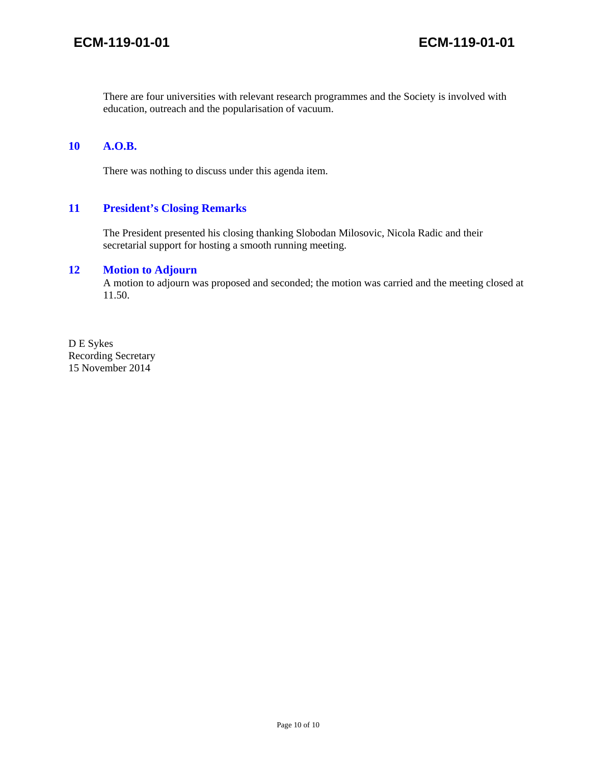There are four universities with relevant research programmes and the Society is involved with education, outreach and the popularisation of vacuum.

## 10 A.O.B.

There was nothing to discuss under this agenda item.

## 11 President's Closing Remarks

The President presented his closing thanking Slobodan Milosovic, Nicola Radic and their secretarial support for hosting a smooth running meeting.

## 12 Motion to Adjourn

A motion to adjourn was proposed and seconded; the motion was carried and the meeting closed at 11.50.

D E Sykes
Recording Secretary
15 November 2014